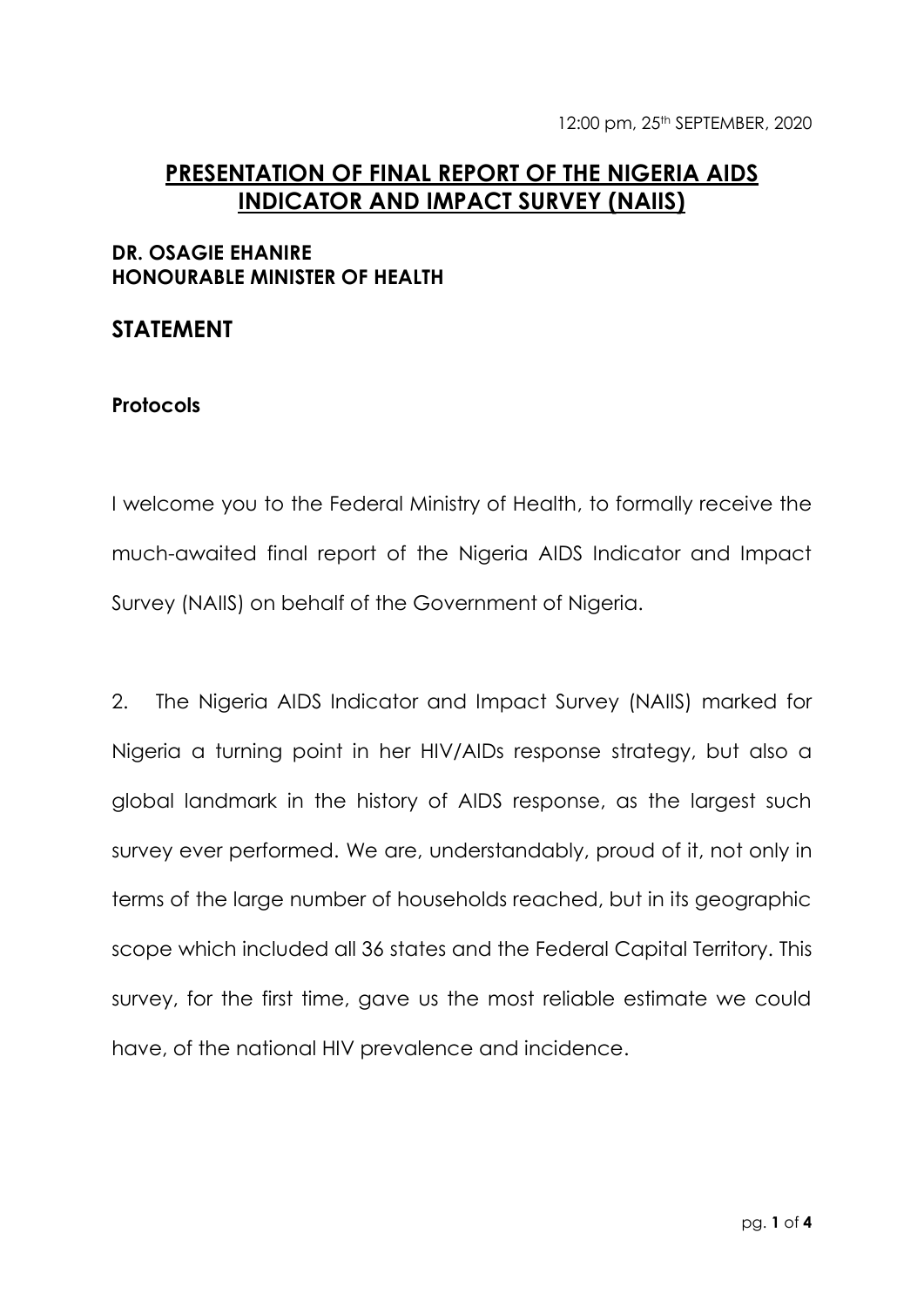12:00 pm, 25th SEPTEMBER, 2020

# PRESENTATION OF FINAL REPORT OF THE NIGERIA AIDS INDICATOR AND IMPACT SURVEY (NAIIS)

**DR. OSAGIE EHANIRE**
**HONOURABLE MINISTER OF HEALTH**

## STATEMENT

**Protocols**

I welcome you to the Federal Ministry of Health, to formally receive the much-awaited final report of the Nigeria AIDS Indicator and Impact Survey (NAIIS) on behalf of the Government of Nigeria.

2. The Nigeria AIDS Indicator and Impact Survey (NAIIS) marked for Nigeria a turning point in her HIV/AIDs response strategy, but also a global landmark in the history of AIDS response, as the largest such survey ever performed. We are, understandably, proud of it, not only in terms of the large number of households reached, but in its geographic scope which included all 36 states and the Federal Capital Territory. This survey, for the first time, gave us the most reliable estimate we could have, of the national HIV prevalence and incidence.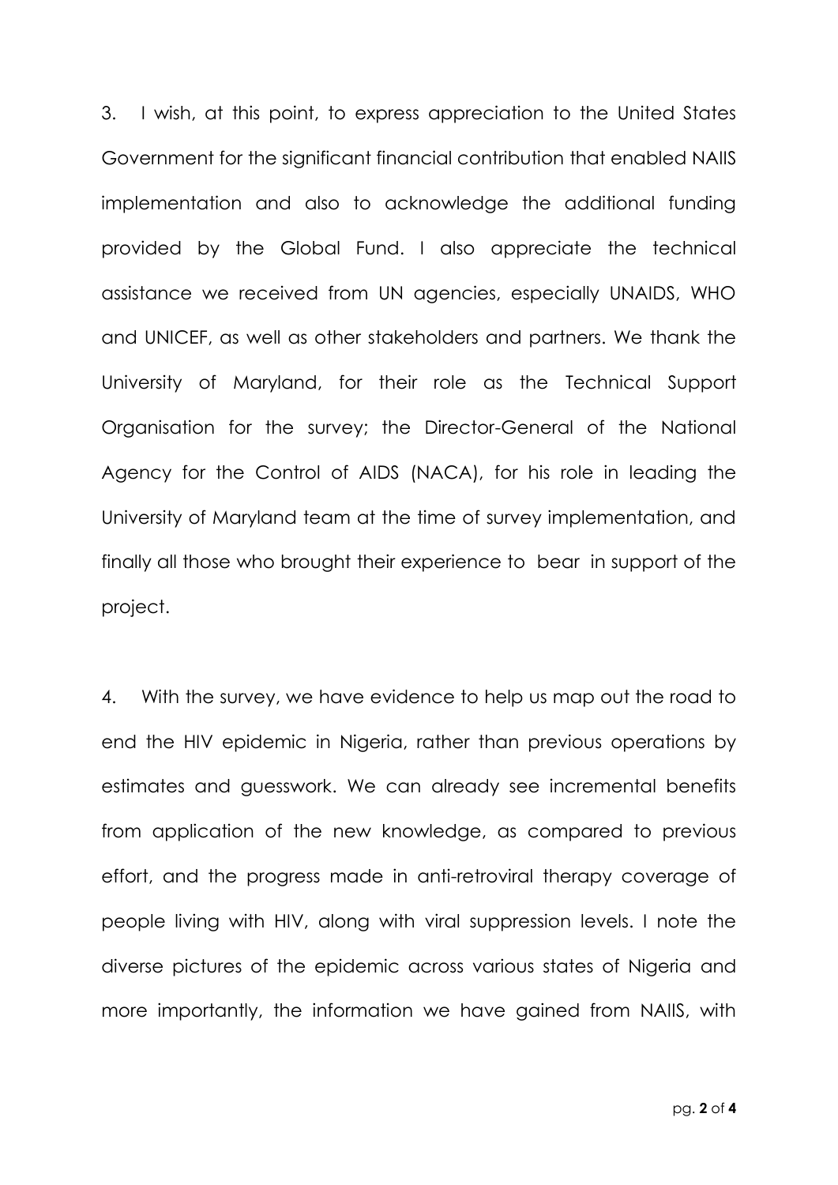3. I wish, at this point, to express appreciation to the United States Government for the significant financial contribution that enabled NAIIS implementation and also to acknowledge the additional funding provided by the Global Fund. I also appreciate the technical assistance we received from UN agencies, especially UNAIDS, WHO and UNICEF, as well as other stakeholders and partners. We thank the University of Maryland, for their role as the Technical Support Organisation for the survey; the Director-General of the National Agency for the Control of AIDS (NACA), for his role in leading the University of Maryland team at the time of survey implementation, and finally all those who brought their experience to bear in support of the project.

4. With the survey, we have evidence to help us map out the road to end the HIV epidemic in Nigeria, rather than previous operations by estimates and guesswork. We can already see incremental benefits from application of the new knowledge, as compared to previous effort, and the progress made in anti-retroviral therapy coverage of people living with HIV, along with viral suppression levels. I note the diverse pictures of the epidemic across various states of Nigeria and more importantly, the information we have gained from NAIIS, with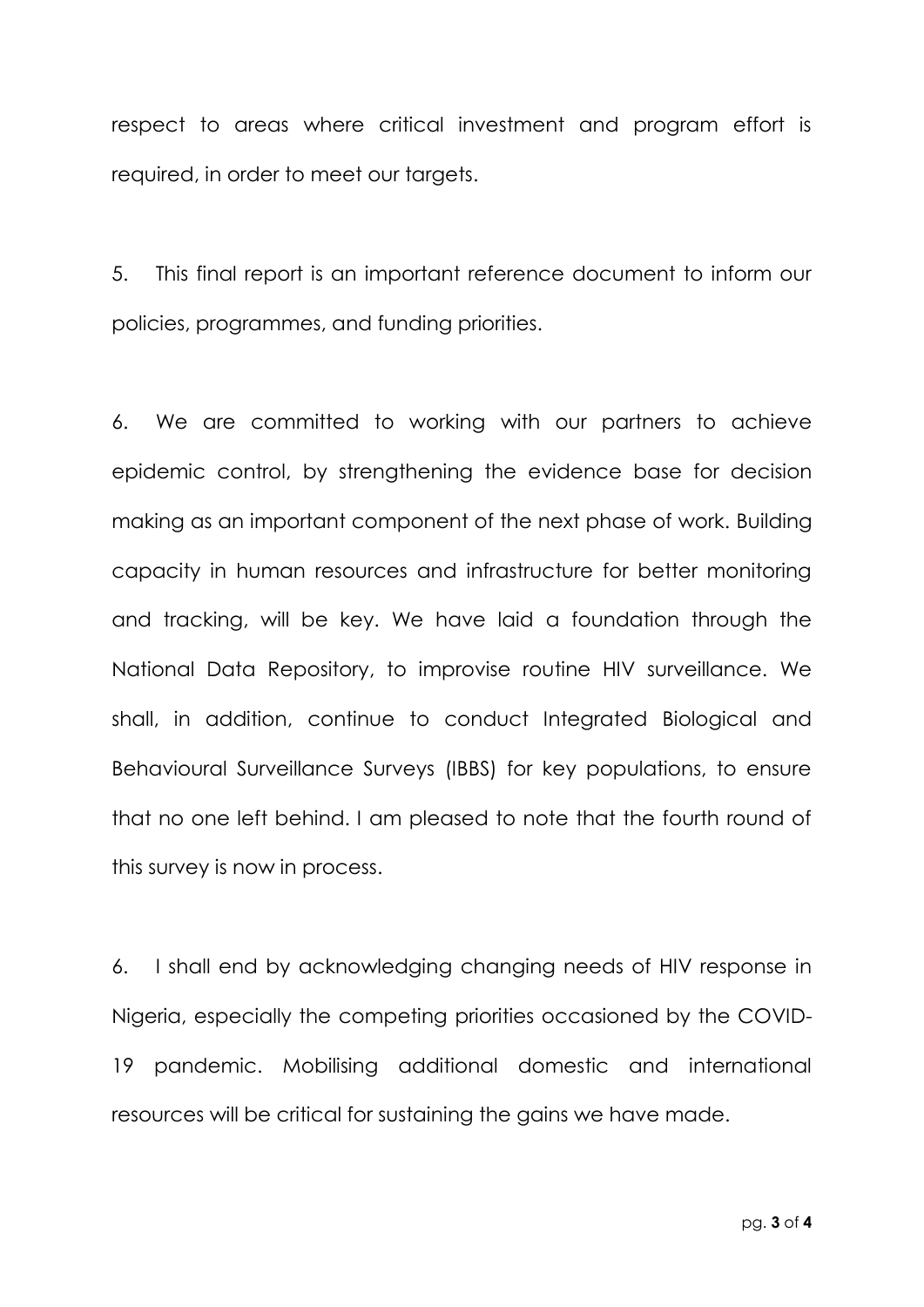respect to areas where critical investment and program effort is required, in order to meet our targets.

5. This final report is an important reference document to inform our policies, programmes, and funding priorities.

6. We are committed to working with our partners to achieve epidemic control, by strengthening the evidence base for decision making as an important component of the next phase of work. Building capacity in human resources and infrastructure for better monitoring and tracking, will be key. We have laid a foundation through the National Data Repository, to improvise routine HIV surveillance. We shall, in addition, continue to conduct Integrated Biological and Behavioural Surveillance Surveys (IBBS) for key populations, to ensure that no one left behind. I am pleased to note that the fourth round of this survey is now in process.

6. I shall end by acknowledging changing needs of HIV response in Nigeria, especially the competing priorities occasioned by the COVID-19 pandemic. Mobilising additional domestic and international resources will be critical for sustaining the gains we have made.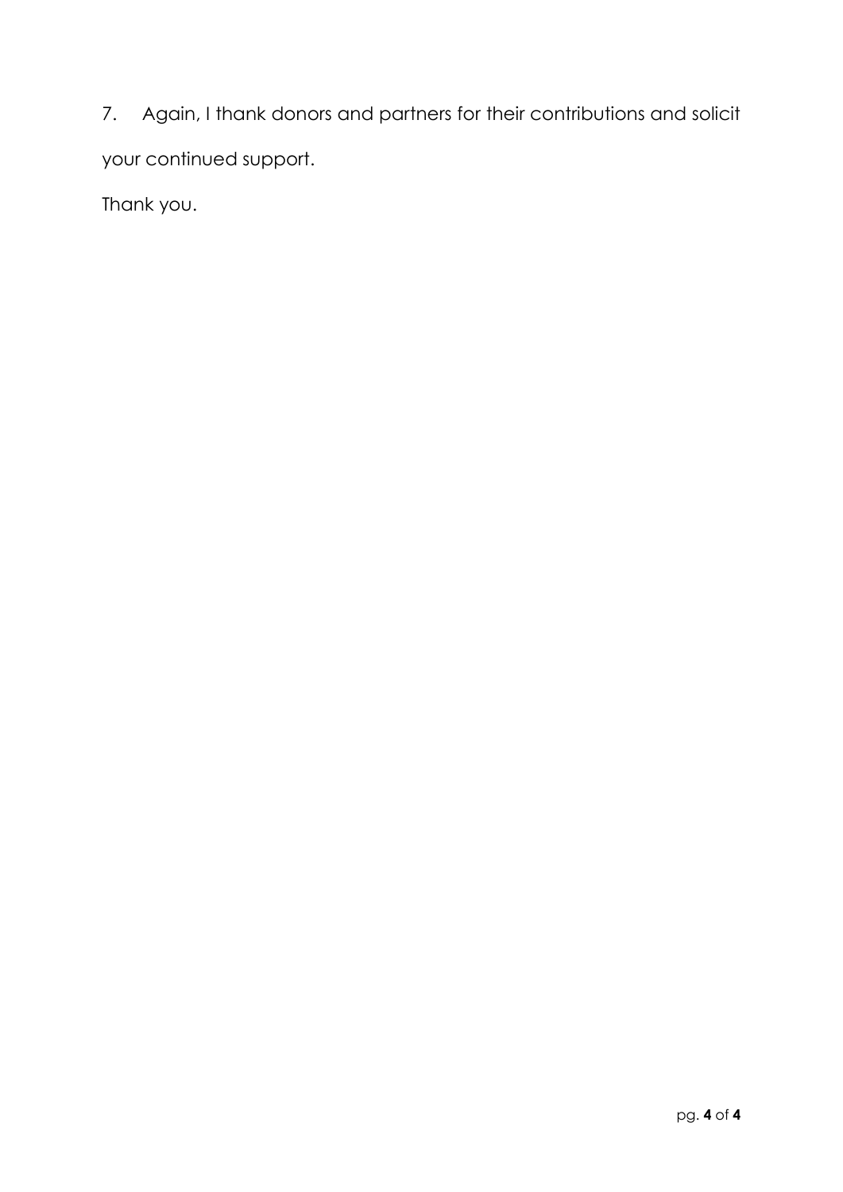7. Again, I thank donors and partners for their contributions and solicit your continued support.

Thank you.